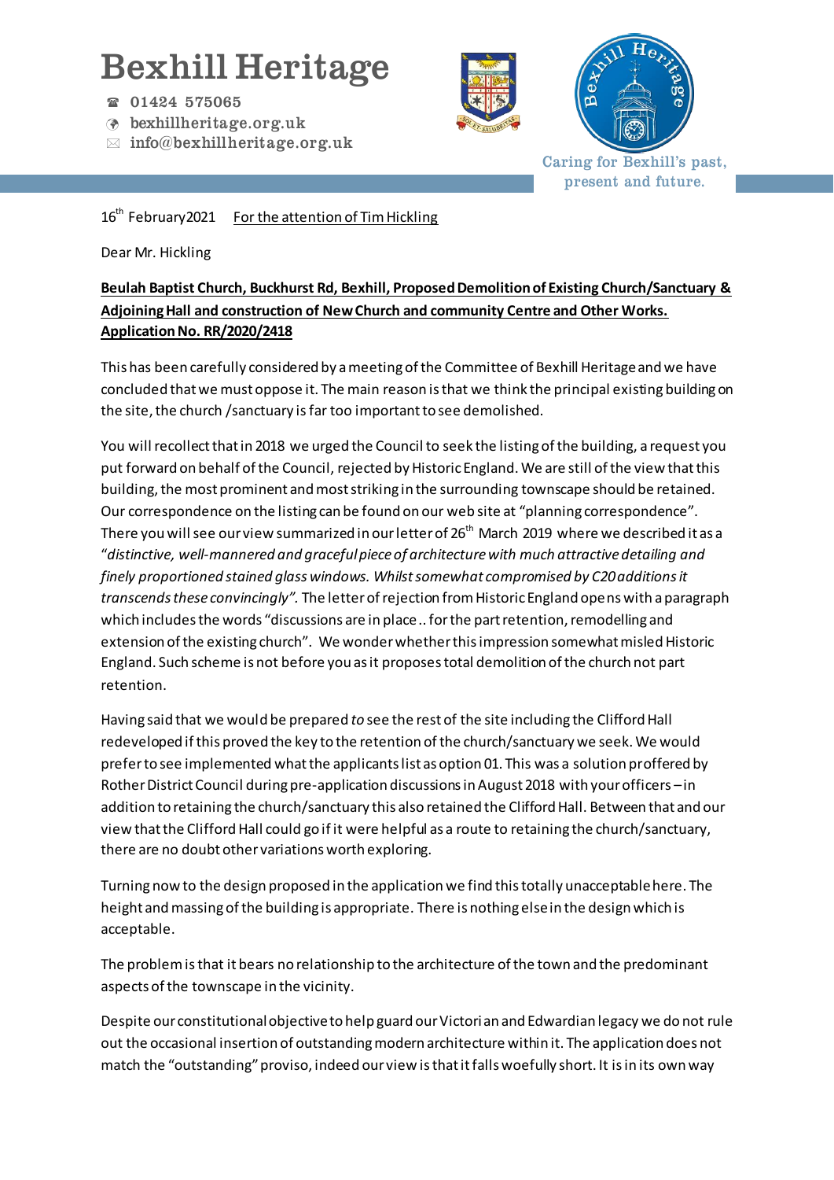# Bexhill Heritage

☎ 01424 575065
bexhillheritage.org.uk
info@bexhillheritage.org.uk

Caring for Bexhill's past, present and future.

16th February2021 <u>For the attention of Tim Hickling</u>

Dear Mr. Hickling

**<u>Beulah Baptist Church, Buckhurst Rd, Bexhill, Proposed Demolition of Existing Church/Sanctuary & Adjoining Hall and construction of New Church and community Centre and Other Works. Application No. RR/2020/2418</u>**

This has been carefully considered by a meeting of the Committee of Bexhill Heritage and we have concluded that we must oppose it. The main reason is that we think the principal existing building on the site, the church /sanctuary is far too important to see demolished.

You will recollect that in 2018 we urged the Council to seek the listing of the building, a request you put forward on behalf of the Council, rejected by Historic England. We are still of the view that this building, the most prominent and most striking in the surrounding townscape should be retained. Our correspondence on the listing can be found on our web site at "planning correspondence". There you will see our view summarized in our letter of 26th March 2019 where we described it as a "*distinctive, well-mannered and graceful piece of architecture with much attractive detailing and finely proportioned stained glass windows. Whilst somewhat compromised by C20 additions it transcends these convincingly".* The letter of rejection from Historic England opens with a paragraph which includes the words "discussions are in place .. for the part retention, remodelling and extension of the existing church". We wonder whether this impression somewhat misled Historic England. Such scheme is not before you as it proposes total demolition of the church not part retention.

Having said that we would be prepared *to* see the rest of the site including the Clifford Hall redeveloped if this proved the key to the retention of the church/sanctuary we seek. We would prefer to see implemented what the applicants list as option 01. This was a solution proffered by Rother District Council during pre-application discussions in August 2018 with your officers – in addition to retaining the church/sanctuary this also retained the Clifford Hall. Between that and our view that the Clifford Hall could go if it were helpful as a route to retaining the church/sanctuary, there are no doubt other variations worth exploring.

Turning now to the design proposed in the application we find this totally unacceptable here. The height and massing of the building is appropriate. There is nothing else in the design which is acceptable.

The problem is that it bears no relationship to the architecture of the town and the predominant aspects of the townscape in the vicinity.

Despite our constitutional objective to help guard our Victorian and Edwardian legacy we do not rule out the occasional insertion of outstanding modern architecture within it. The application does not match the "outstanding" proviso, indeed our view is that it falls woefully short. It is in its own way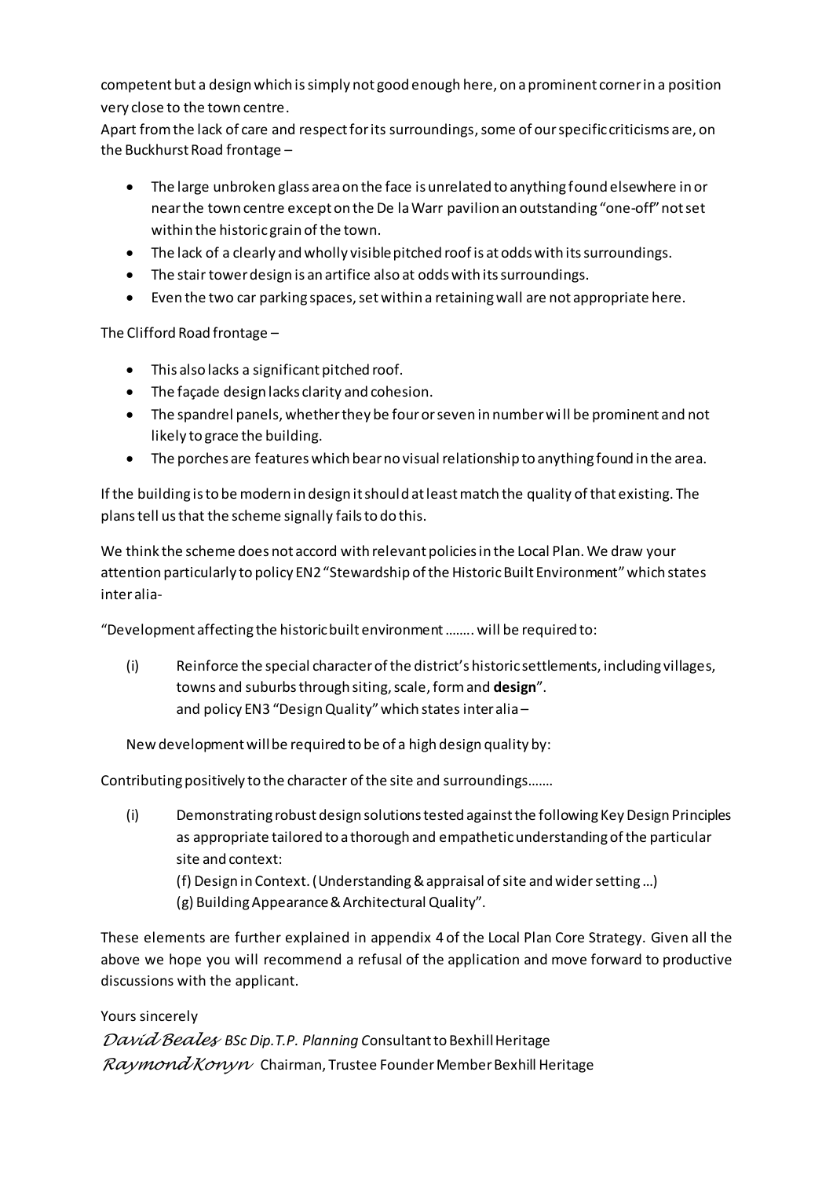competent but a design which is simply not good enough here, on a prominent corner in a position very close to the town centre.

Apart from the lack of care and respect for its surroundings, some of our specific criticisms are, on the Buckhurst Road frontage –

- The large unbroken glass area on the face is unrelated to anything found elsewhere in or near the town centre except on the De la Warr pavilion an outstanding "one-off" not set within the historic grain of the town.
- The lack of a clearly and wholly visible pitched roof is at odds with its surroundings.
- The stair tower design is an artifice also at odds with its surroundings.
- Even the two car parking spaces, set within a retaining wall are not appropriate here.

The Clifford Road frontage –

- This also lacks a significant pitched roof.
- The façade design lacks clarity and cohesion.
- The spandrel panels, whether they be four or seven in number will be prominent and not likely to grace the building.
- The porches are features which bear no visual relationship to anything found in the area.

If the building is to be modern in design it should at least match the quality of that existing. The plans tell us that the scheme signally fails to do this.

We think the scheme does not accord with relevant policies in the Local Plan. We draw your attention particularly to policy EN2 "Stewardship of the Historic Built Environment" which states inter alia-

"Development affecting the historic built environment …….. will be required to:

(i) Reinforce the special character of the district's historic settlements, including villages, towns and suburbs through siting, scale, form and **design**".
and policy EN3 "Design Quality" which states inter alia –

New development will be required to be of a high design quality by:

Contributing positively to the character of the site and surroundings…….

(i) Demonstrating robust design solutions tested against the following Key Design Principles as appropriate tailored to a thorough and empathetic understanding of the particular site and context:
(f) Design in Context. (Understanding & appraisal of site and wider setting …)
(g) Building Appearance & Architectural Quality".

These elements are further explained in appendix 4 of the Local Plan Core Strategy. Given all the above we hope you will recommend a refusal of the application and move forward to productive discussions with the applicant.

Yours sincerely

*David Beales* BSc Dip.T.P. Planning Consultant to Bexhill Heritage

*Raymond Konyn* Chairman, Trustee Founder Member Bexhill Heritage